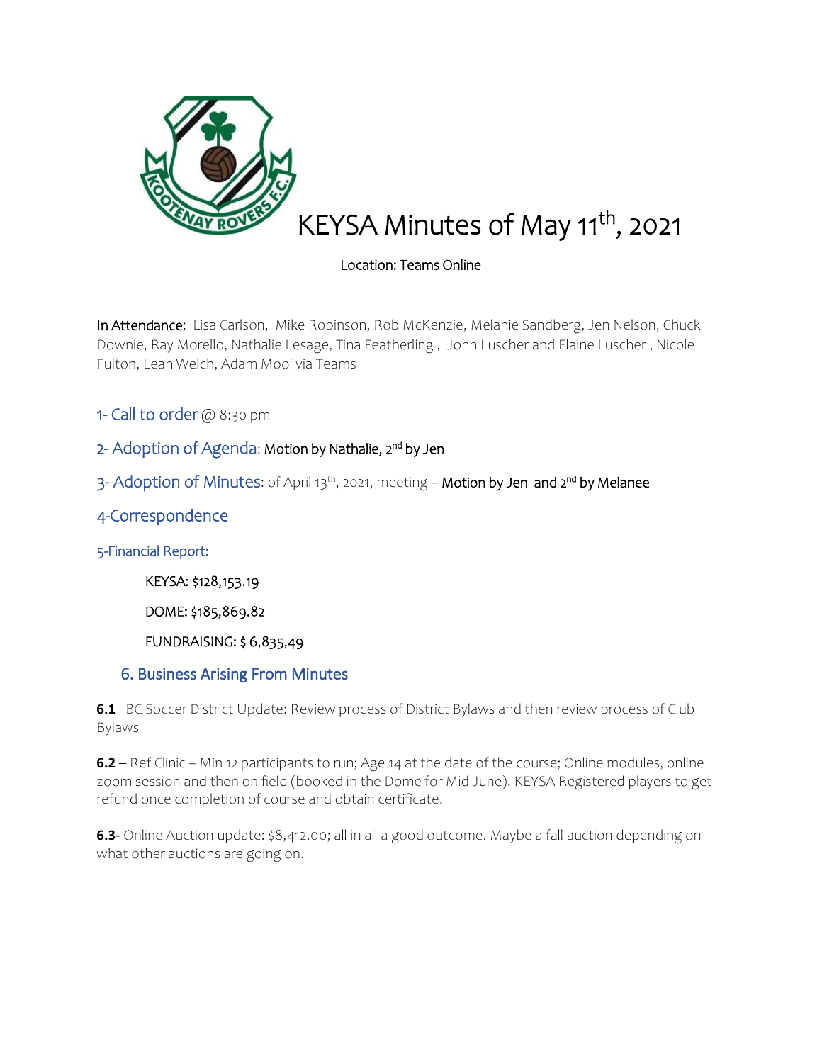# KEYSA Minutes of May 11th, 2021

Location: Teams Online

In Attendance: Lisa Carlson, Mike Robinson, Rob McKenzie, Melanie Sandberg, Jen Nelson, Chuck Downie, Ray Morello, Nathalie Lesage, Tina Featherling , John Luscher and Elaine Luscher , Nicole Fulton, Leah Welch, Adam Mooi via Teams

## 1- Call to order @ 8:30 pm

## 2- Adoption of Agenda: Motion by Nathalie, 2nd by Jen

## 3- Adoption of Minutes: of April 13th, 2021, meeting – Motion by Jen and 2nd by Melanee

## 4-Correspondence

### 5-Financial Report:

KEYSA: $128,153.19

DOME: $185,869.82

FUNDRAISING: $ 6,835,49

## 6. Business Arising From Minutes

**6.1** BC Soccer District Update: Review process of District Bylaws and then review process of Club Bylaws

**6.2** – Ref Clinic – Min 12 participants to run; Age 14 at the date of the course; Online modules, online zoom session and then on field (booked in the Dome for Mid June). KEYSA Registered players to get refund once completion of course and obtain certificate.

**6.3**- Online Auction update: $8,412.00; all in all a good outcome. Maybe a fall auction depending on what other auctions are going on.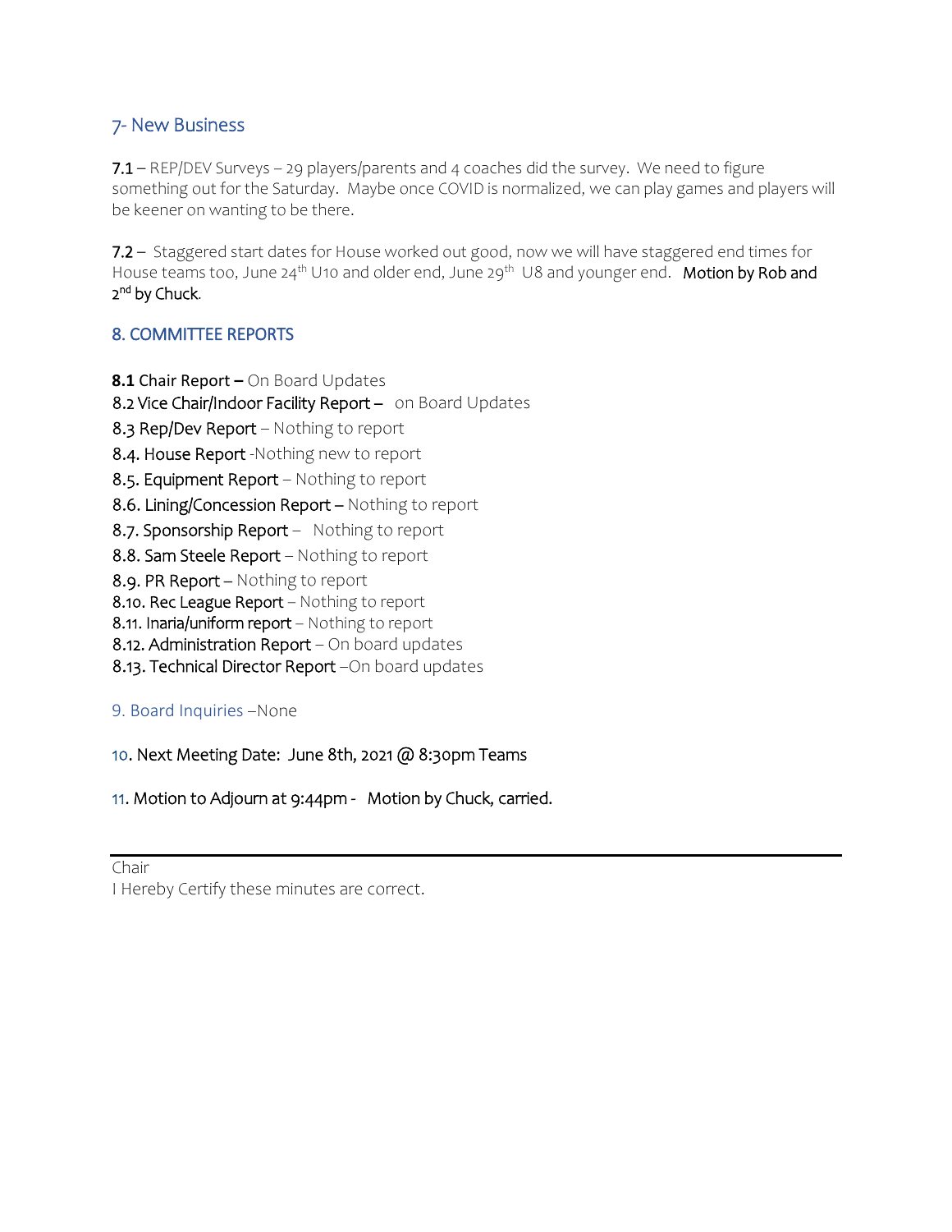## 7- New Business

**7.1** – REP/DEV Surveys – 29 players/parents and 4 coaches did the survey. We need to figure something out for the Saturday. Maybe once COVID is normalized, we can play games and players will be keener on wanting to be there.

7.2 – Staggered start dates for House worked out good, now we will have staggered end times for House teams too, June 24th U10 and older end, June 29th U8 and younger end. Motion by Rob and 2nd by Chuck.

## 8. COMMITTEE REPORTS

**8.1** Chair Report – On Board Updates
8.2 Vice Chair/Indoor Facility Report – on Board Updates
8.3 Rep/Dev Report – Nothing to report
8.4. House Report -Nothing new to report
8.5. Equipment Report – Nothing to report
8.6. Lining/Concession Report – Nothing to report
8.7. Sponsorship Report – Nothing to report
8.8. Sam Steele Report – Nothing to report
8.9. PR Report – Nothing to report
8.10. Rec League Report – Nothing to report
8.11. Inaria/uniform report – Nothing to report
8.12. Administration Report – On board updates
8.13. Technical Director Report –On board updates

9. Board Inquiries –None

10. Next Meeting Date: June 8th, 2021 @ 8:30pm Teams

11. Motion to Adjourn at 9:44pm - Motion by Chuck, carried.

---

Chair
I Hereby Certify these minutes are correct.